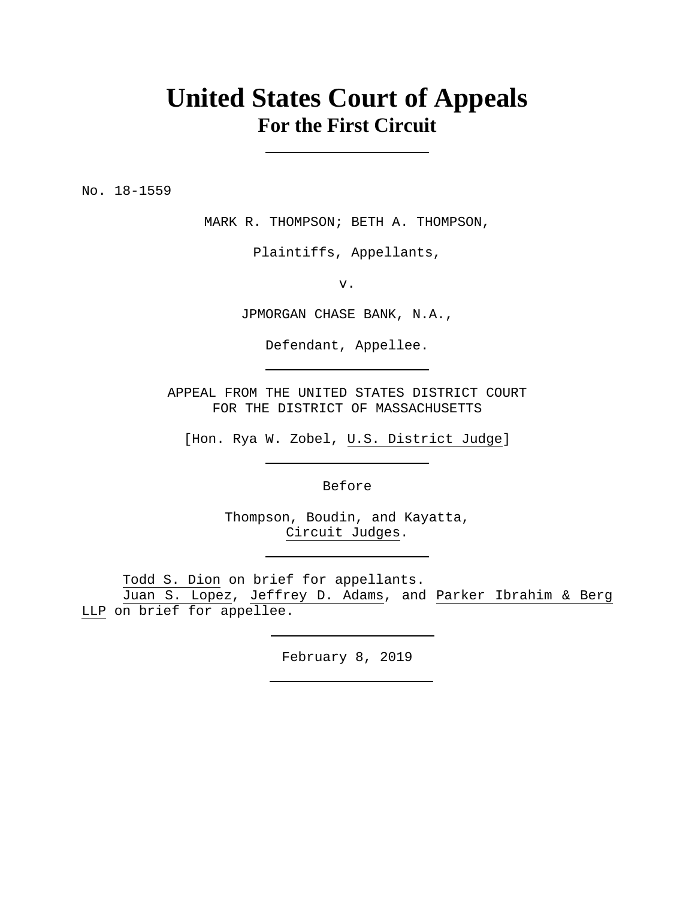# United States Court of Appeals
## For the First Circuit

---

No. 18-1559

MARK R. THOMPSON; BETH A. THOMPSON,

Plaintiffs, Appellants,

v.

JPMORGAN CHASE BANK, N.A.,

Defendant, Appellee.

---

APPEAL FROM THE UNITED STATES DISTRICT COURT
FOR THE DISTRICT OF MASSACHUSETTS

[Hon. Rya W. Zobel, U.S. District Judge]

---

Before

Thompson, Boudin, and Kayatta,
Circuit Judges.

---

Todd S. Dion on brief for appellants.
Juan S. Lopez, Jeffrey D. Adams, and Parker Ibrahim & Berg LLP on brief for appellee.

---

February 8, 2019

---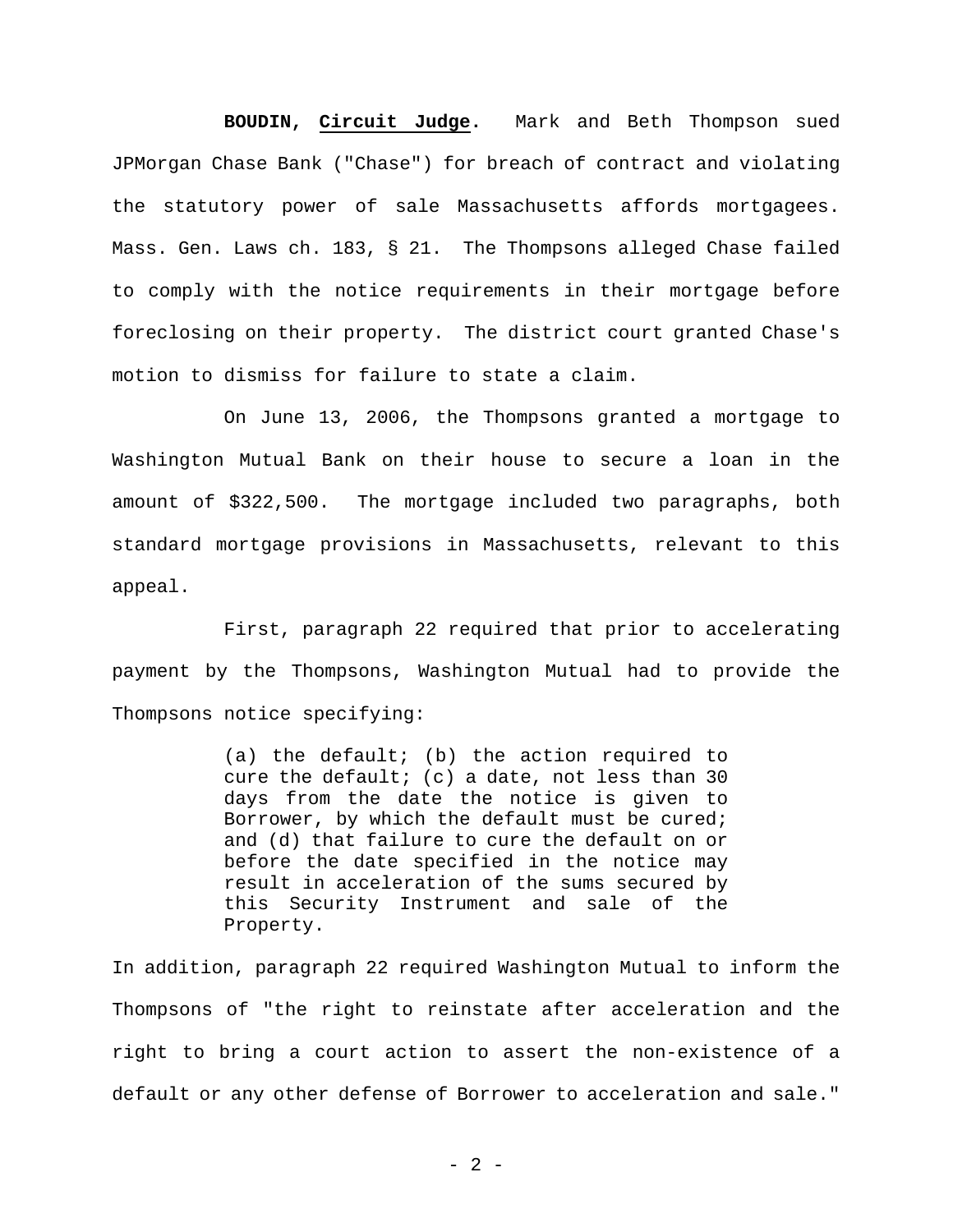**BOUDIN**, **Circuit Judge**. Mark and Beth Thompson sued JPMorgan Chase Bank ("Chase") for breach of contract and violating the statutory power of sale Massachusetts affords mortgagees. Mass. Gen. Laws ch. 183, § 21. The Thompsons alleged Chase failed to comply with the notice requirements in their mortgage before foreclosing on their property. The district court granted Chase's motion to dismiss for failure to state a claim.

On June 13, 2006, the Thompsons granted a mortgage to Washington Mutual Bank on their house to secure a loan in the amount of $322,500. The mortgage included two paragraphs, both standard mortgage provisions in Massachusetts, relevant to this appeal.

First, paragraph 22 required that prior to accelerating payment by the Thompsons, Washington Mutual had to provide the Thompsons notice specifying:

> (a) the default; (b) the action required to cure the default; (c) a date, not less than 30 days from the date the notice is given to Borrower, by which the default must be cured; and (d) that failure to cure the default on or before the date specified in the notice may result in acceleration of the sums secured by this Security Instrument and sale of the Property.

In addition, paragraph 22 required Washington Mutual to inform the Thompsons of "the right to reinstate after acceleration and the right to bring a court action to assert the non-existence of a default or any other defense of Borrower to acceleration and sale."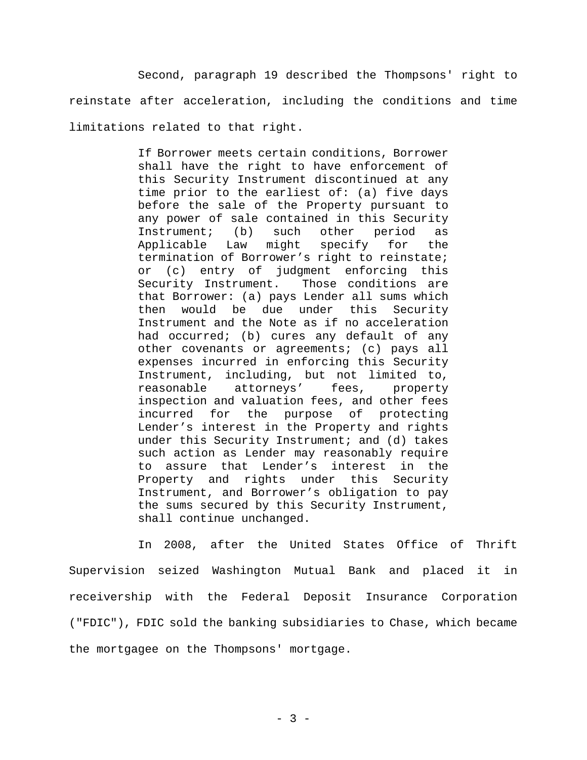Second, paragraph 19 described the Thompsons' right to reinstate after acceleration, including the conditions and time limitations related to that right.

> If Borrower meets certain conditions, Borrower shall have the right to have enforcement of this Security Instrument discontinued at any time prior to the earliest of: (a) five days before the sale of the Property pursuant to any power of sale contained in this Security Instrument; (b) such other period as Applicable Law might specify for the termination of Borrower's right to reinstate; or (c) entry of judgment enforcing this Security Instrument. Those conditions are that Borrower: (a) pays Lender all sums which then would be due under this Security Instrument and the Note as if no acceleration had occurred; (b) cures any default of any other covenants or agreements; (c) pays all expenses incurred in enforcing this Security Instrument, including, but not limited to, reasonable attorneys' fees, property inspection and valuation fees, and other fees incurred for the purpose of protecting Lender's interest in the Property and rights under this Security Instrument; and (d) takes such action as Lender may reasonably require to assure that Lender's interest in the Property and rights under this Security Instrument, and Borrower's obligation to pay the sums secured by this Security Instrument, shall continue unchanged.

In 2008, after the United States Office of Thrift Supervision seized Washington Mutual Bank and placed it in receivership with the Federal Deposit Insurance Corporation ("FDIC"), FDIC sold the banking subsidiaries to Chase, which became the mortgagee on the Thompsons' mortgage.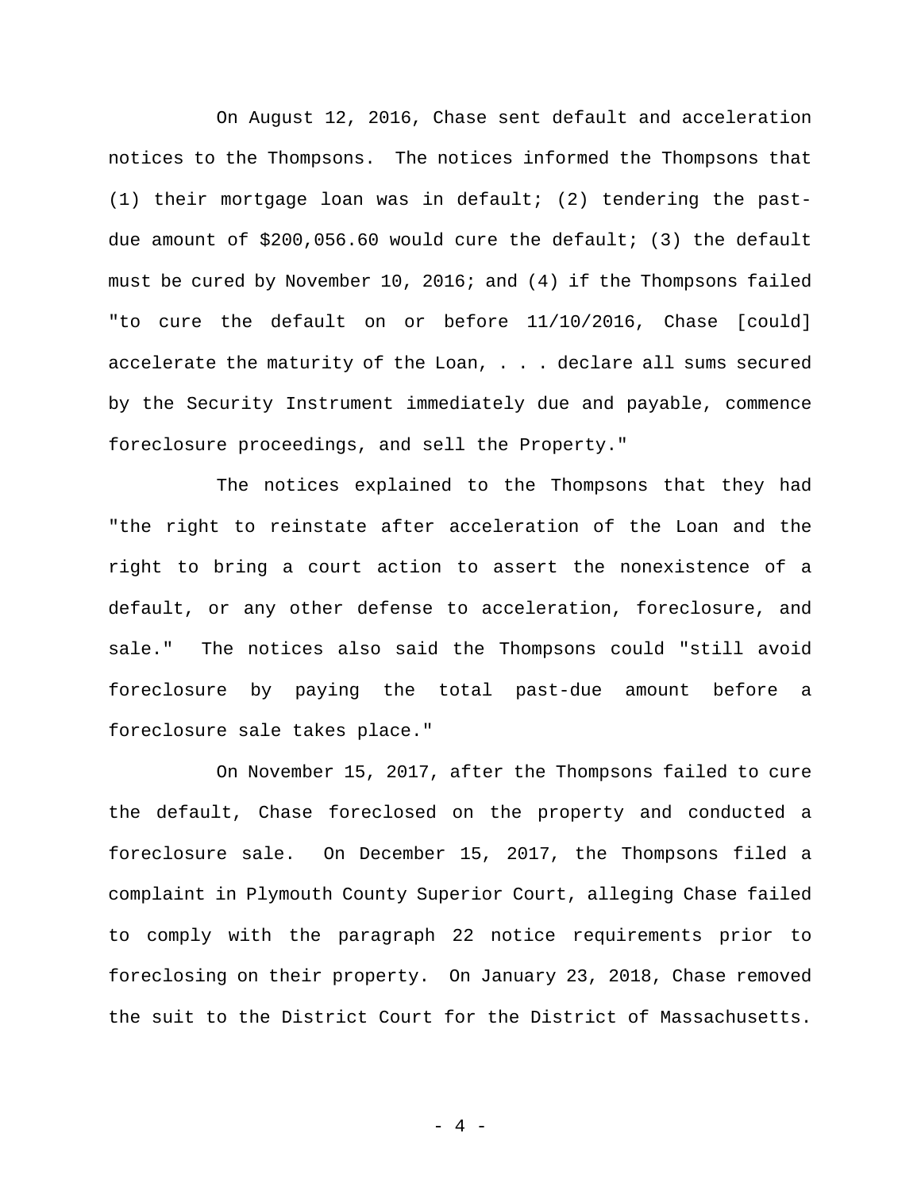On August 12, 2016, Chase sent default and acceleration notices to the Thompsons. The notices informed the Thompsons that (1) their mortgage loan was in default; (2) tendering the past-due amount of $200,056.60 would cure the default; (3) the default must be cured by November 10, 2016; and (4) if the Thompsons failed "to cure the default on or before 11/10/2016, Chase [could] accelerate the maturity of the Loan, . . . declare all sums secured by the Security Instrument immediately due and payable, commence foreclosure proceedings, and sell the Property."

The notices explained to the Thompsons that they had "the right to reinstate after acceleration of the Loan and the right to bring a court action to assert the nonexistence of a default, or any other defense to acceleration, foreclosure, and sale." The notices also said the Thompsons could "still avoid foreclosure by paying the total past-due amount before a foreclosure sale takes place."

On November 15, 2017, after the Thompsons failed to cure the default, Chase foreclosed on the property and conducted a foreclosure sale. On December 15, 2017, the Thompsons filed a complaint in Plymouth County Superior Court, alleging Chase failed to comply with the paragraph 22 notice requirements prior to foreclosing on their property. On January 23, 2018, Chase removed the suit to the District Court for the District of Massachusetts.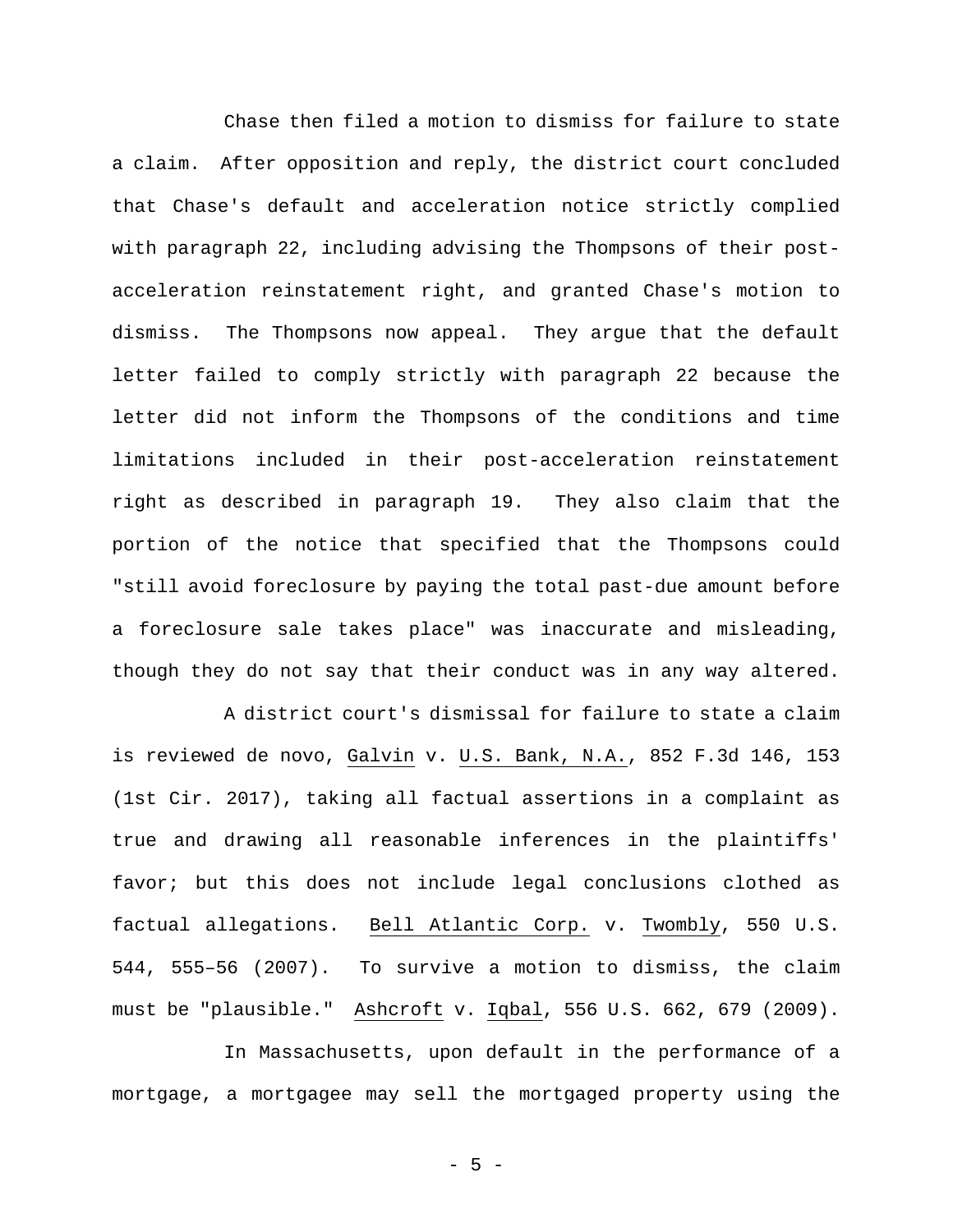Chase then filed a motion to dismiss for failure to state a claim. After opposition and reply, the district court concluded that Chase's default and acceleration notice strictly complied with paragraph 22, including advising the Thompsons of their post-acceleration reinstatement right, and granted Chase's motion to dismiss. The Thompsons now appeal. They argue that the default letter failed to comply strictly with paragraph 22 because the letter did not inform the Thompsons of the conditions and time limitations included in their post-acceleration reinstatement right as described in paragraph 19. They also claim that the portion of the notice that specified that the Thompsons could "still avoid foreclosure by paying the total past-due amount before a foreclosure sale takes place" was inaccurate and misleading, though they do not say that their conduct was in any way altered.

A district court's dismissal for failure to state a claim is reviewed de novo, Galvin v. U.S. Bank, N.A., 852 F.3d 146, 153 (1st Cir. 2017), taking all factual assertions in a complaint as true and drawing all reasonable inferences in the plaintiffs' favor; but this does not include legal conclusions clothed as factual allegations. Bell Atlantic Corp. v. Twombly, 550 U.S. 544, 555–56 (2007). To survive a motion to dismiss, the claim must be "plausible." Ashcroft v. Iqbal, 556 U.S. 662, 679 (2009).

In Massachusetts, upon default in the performance of a mortgage, a mortgagee may sell the mortgaged property using the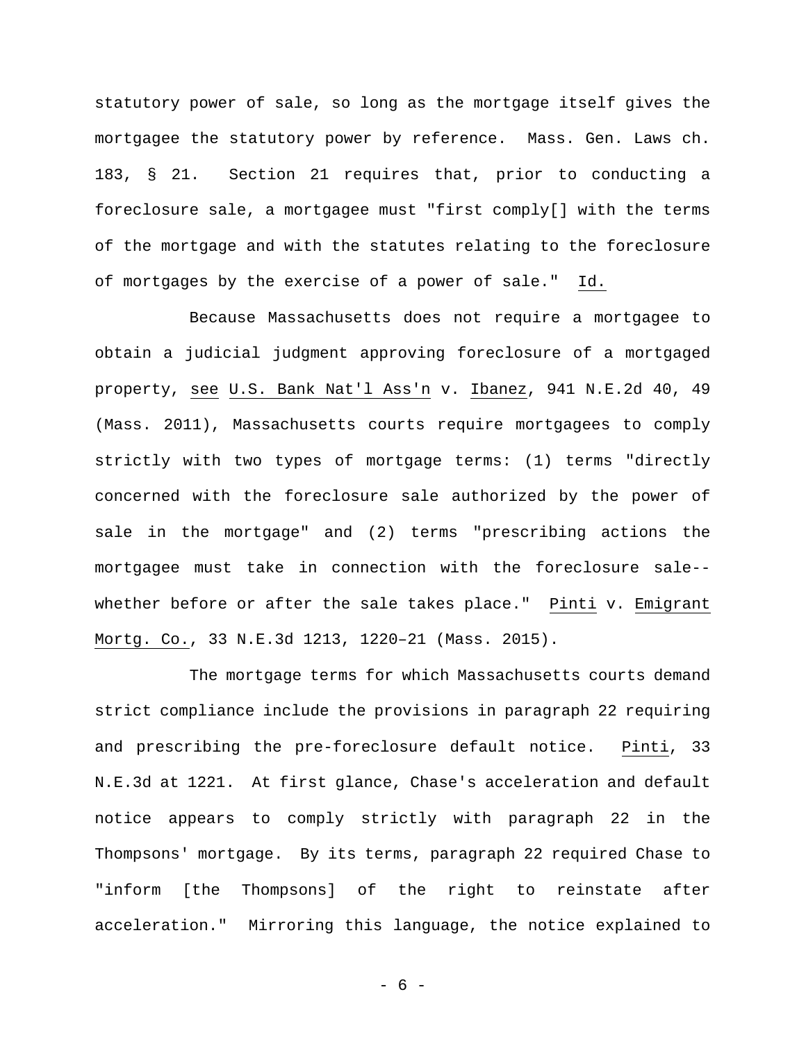statutory power of sale, so long as the mortgage itself gives the mortgagee the statutory power by reference. Mass. Gen. Laws ch. 183, § 21. Section 21 requires that, prior to conducting a foreclosure sale, a mortgagee must "first comply[] with the terms of the mortgage and with the statutes relating to the foreclosure of mortgages by the exercise of a power of sale." Id.

Because Massachusetts does not require a mortgagee to obtain a judicial judgment approving foreclosure of a mortgaged property, see U.S. Bank Nat'l Ass'n v. Ibanez, 941 N.E.2d 40, 49 (Mass. 2011), Massachusetts courts require mortgagees to comply strictly with two types of mortgage terms: (1) terms "directly concerned with the foreclosure sale authorized by the power of sale in the mortgage" and (2) terms "prescribing actions the mortgagee must take in connection with the foreclosure sale--whether before or after the sale takes place." Pinti v. Emigrant Mortg. Co., 33 N.E.3d 1213, 1220–21 (Mass. 2015).

The mortgage terms for which Massachusetts courts demand strict compliance include the provisions in paragraph 22 requiring and prescribing the pre-foreclosure default notice. Pinti, 33 N.E.3d at 1221. At first glance, Chase's acceleration and default notice appears to comply strictly with paragraph 22 in the Thompsons' mortgage. By its terms, paragraph 22 required Chase to "inform [the Thompsons] of the right to reinstate after acceleration." Mirroring this language, the notice explained to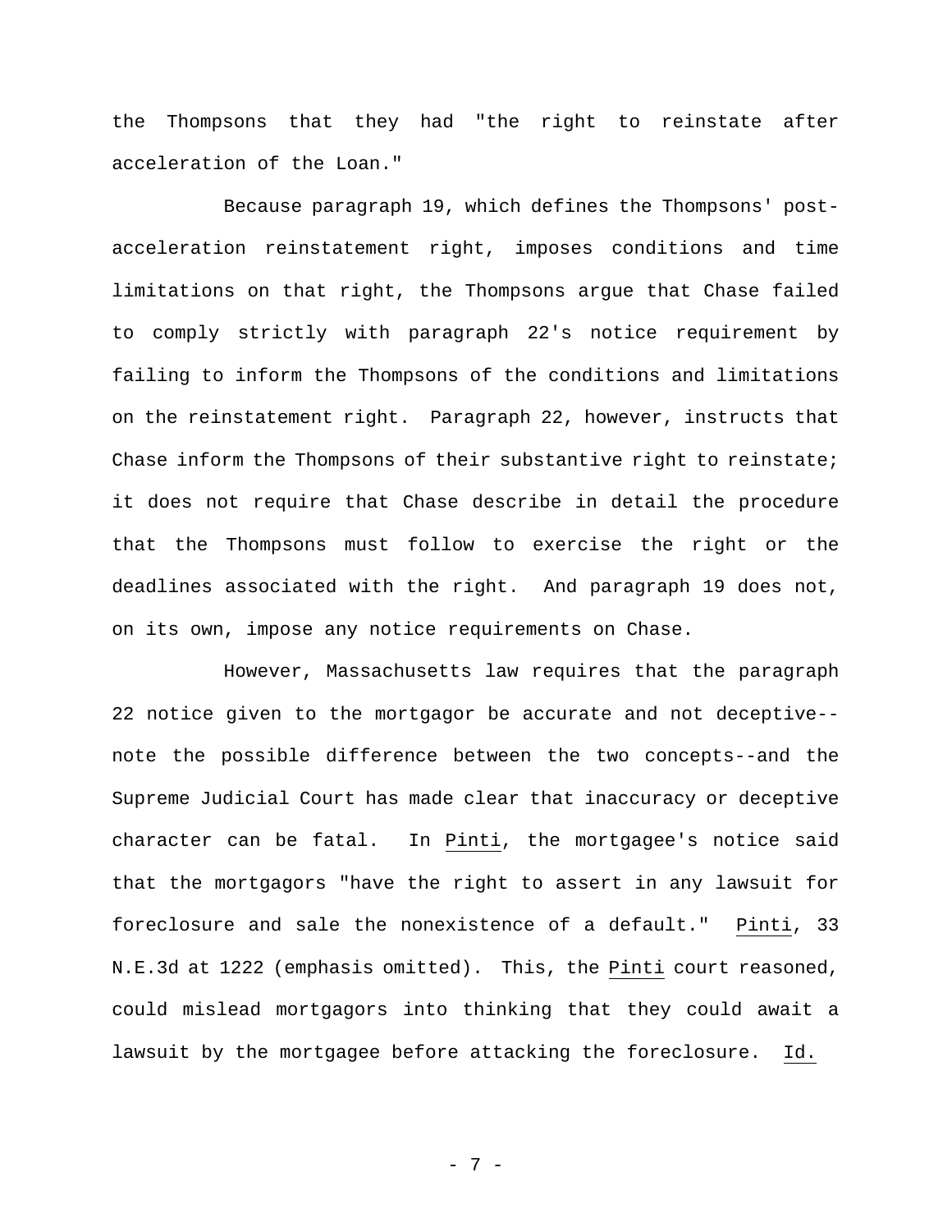the Thompsons that they had "the right to reinstate after acceleration of the Loan."

Because paragraph 19, which defines the Thompsons' post-acceleration reinstatement right, imposes conditions and time limitations on that right, the Thompsons argue that Chase failed to comply strictly with paragraph 22's notice requirement by failing to inform the Thompsons of the conditions and limitations on the reinstatement right. Paragraph 22, however, instructs that Chase inform the Thompsons of their substantive right to reinstate; it does not require that Chase describe in detail the procedure that the Thompsons must follow to exercise the right or the deadlines associated with the right. And paragraph 19 does not, on its own, impose any notice requirements on Chase.

However, Massachusetts law requires that the paragraph 22 notice given to the mortgagor be accurate and not deceptive--note the possible difference between the two concepts--and the Supreme Judicial Court has made clear that inaccuracy or deceptive character can be fatal. In Pinti, the mortgagee's notice said that the mortgagors "have the right to assert in any lawsuit for foreclosure and sale the nonexistence of a default." Pinti, 33 N.E.3d at 1222 (emphasis omitted). This, the Pinti court reasoned, could mislead mortgagors into thinking that they could await a lawsuit by the mortgagee before attacking the foreclosure. Id.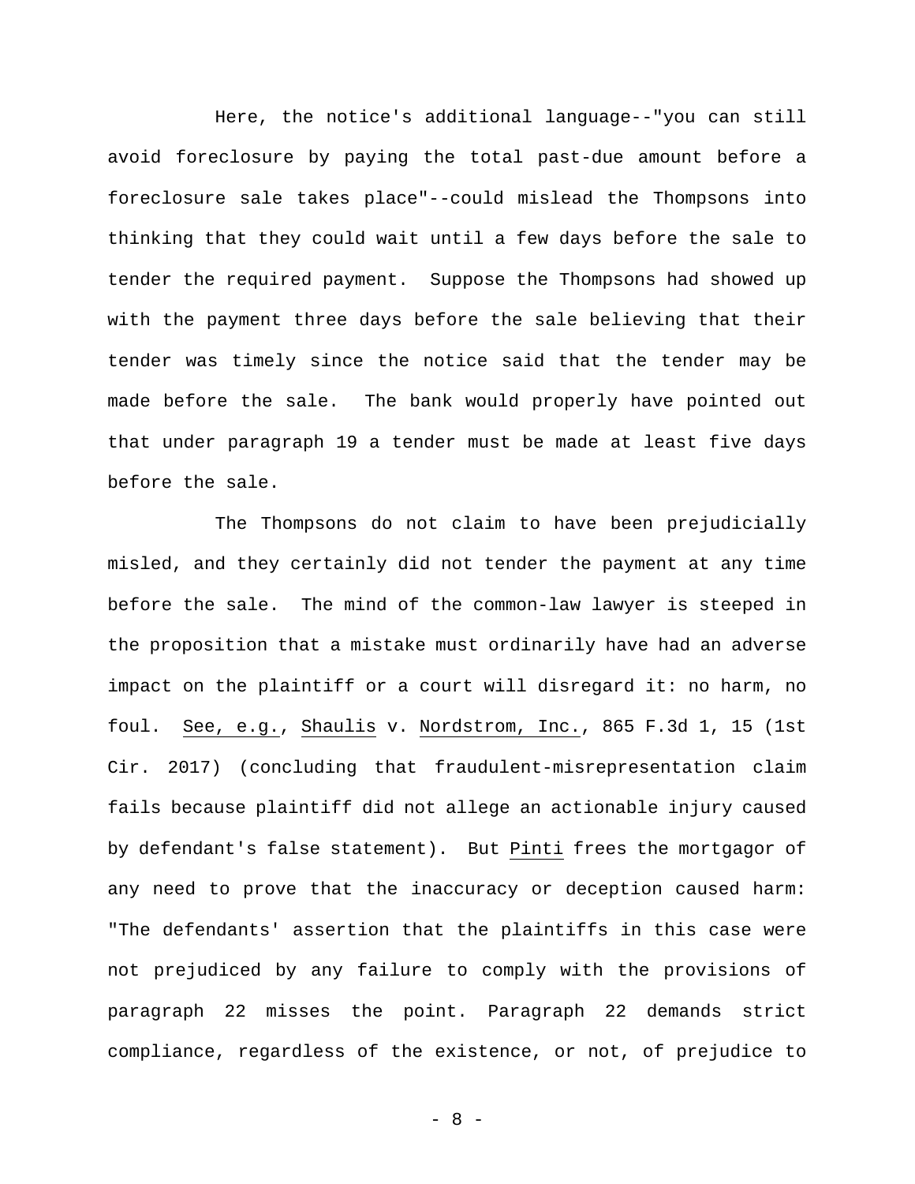Here, the notice's additional language--"you can still avoid foreclosure by paying the total past-due amount before a foreclosure sale takes place"--could mislead the Thompsons into thinking that they could wait until a few days before the sale to tender the required payment. Suppose the Thompsons had showed up with the payment three days before the sale believing that their tender was timely since the notice said that the tender may be made before the sale. The bank would properly have pointed out that under paragraph 19 a tender must be made at least five days before the sale.

The Thompsons do not claim to have been prejudicially misled, and they certainly did not tender the payment at any time before the sale. The mind of the common-law lawyer is steeped in the proposition that a mistake must ordinarily have had an adverse impact on the plaintiff or a court will disregard it: no harm, no foul. See, e.g., Shaulis v. Nordstrom, Inc., 865 F.3d 1, 15 (1st Cir. 2017) (concluding that fraudulent-misrepresentation claim fails because plaintiff did not allege an actionable injury caused by defendant's false statement). But Pinti frees the mortgagor of any need to prove that the inaccuracy or deception caused harm: "The defendants' assertion that the plaintiffs in this case were not prejudiced by any failure to comply with the provisions of paragraph 22 misses the point. Paragraph 22 demands strict compliance, regardless of the existence, or not, of prejudice to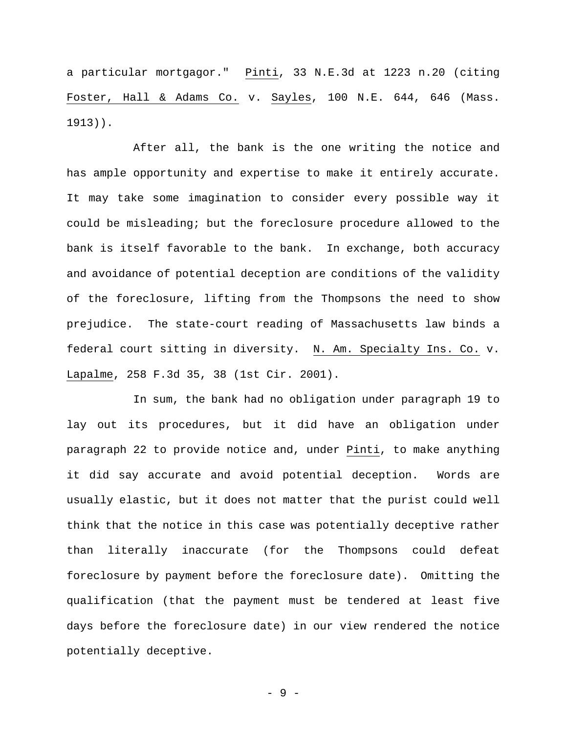a particular mortgagor." Pinti, 33 N.E.3d at 1223 n.20 (citing Foster, Hall & Adams Co. v. Sayles, 100 N.E. 644, 646 (Mass. 1913)).

After all, the bank is the one writing the notice and has ample opportunity and expertise to make it entirely accurate. It may take some imagination to consider every possible way it could be misleading; but the foreclosure procedure allowed to the bank is itself favorable to the bank. In exchange, both accuracy and avoidance of potential deception are conditions of the validity of the foreclosure, lifting from the Thompsons the need to show prejudice. The state-court reading of Massachusetts law binds a federal court sitting in diversity. N. Am. Specialty Ins. Co. v. Lapalme, 258 F.3d 35, 38 (1st Cir. 2001).

In sum, the bank had no obligation under paragraph 19 to lay out its procedures, but it did have an obligation under paragraph 22 to provide notice and, under Pinti, to make anything it did say accurate and avoid potential deception. Words are usually elastic, but it does not matter that the purist could well think that the notice in this case was potentially deceptive rather than literally inaccurate (for the Thompsons could defeat foreclosure by payment before the foreclosure date). Omitting the qualification (that the payment must be tendered at least five days before the foreclosure date) in our view rendered the notice potentially deceptive.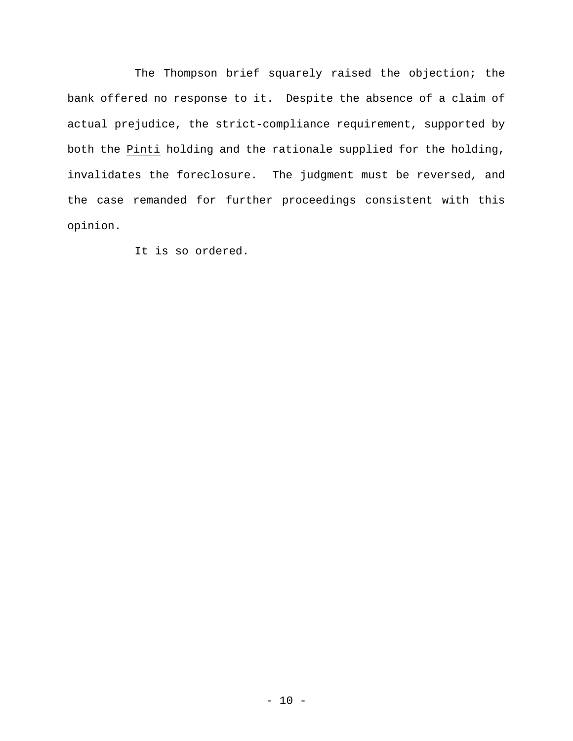The Thompson brief squarely raised the objection; the bank offered no response to it. Despite the absence of a claim of actual prejudice, the strict-compliance requirement, supported by both the Pinti holding and the rationale supplied for the holding, invalidates the foreclosure. The judgment must be reversed, and the case remanded for further proceedings consistent with this opinion.

It is so ordered.